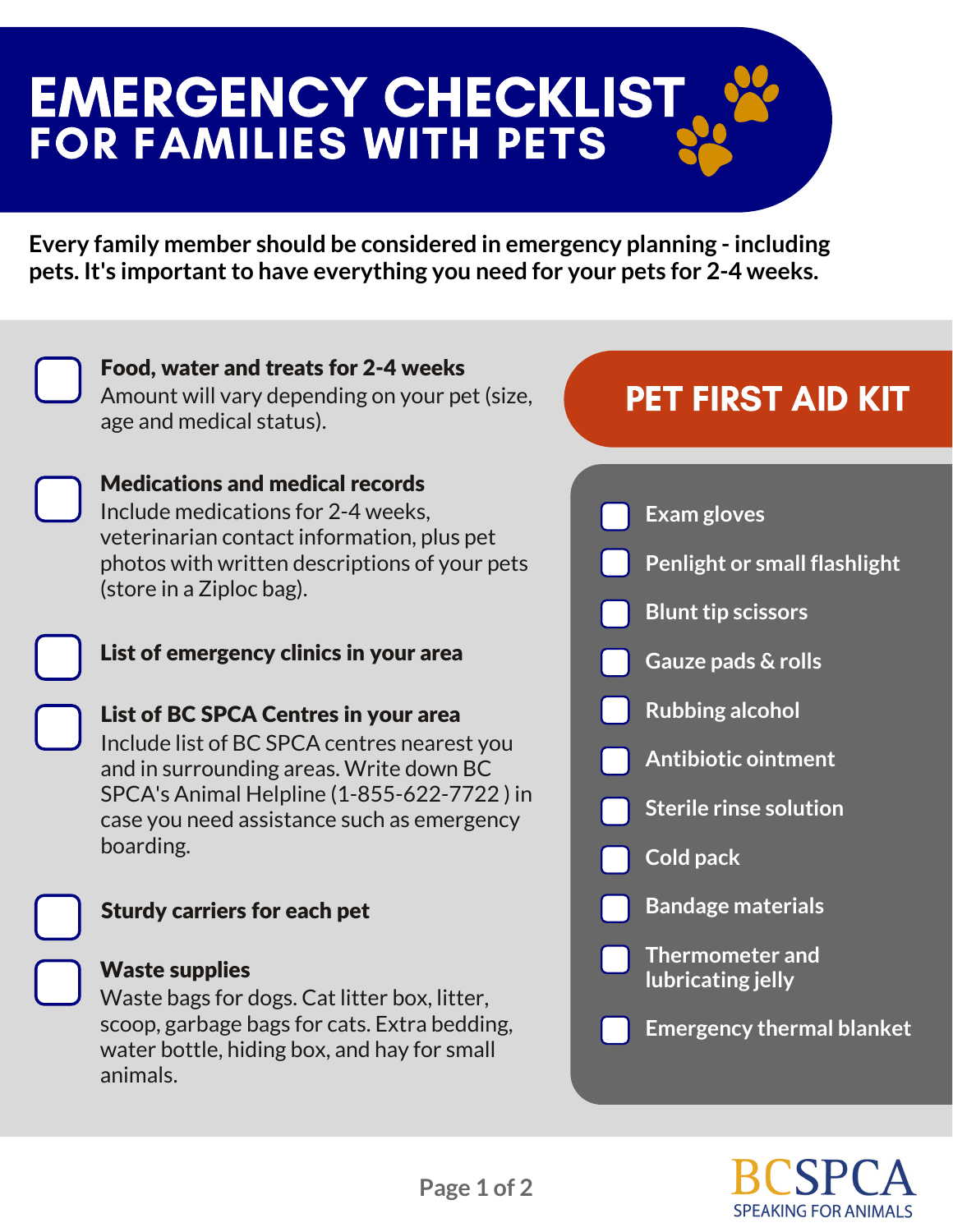# EMERGENCY CHECKLIST
## FOR FAMILIES WITH PETS

**Every family member should be considered in emergency planning - including pets. It's important to have everything you need for your pets for 2-4 weeks.**

- [ ] **Food, water and treats for 2-4 weeks**
  Amount will vary depending on your pet (size, age and medical status).

- [ ] **Medications and medical records**
  Include medications for 2-4 weeks, veterinarian contact information, plus pet photos with written descriptions of your pets (store in a Ziploc bag).

- [ ] **List of emergency clinics in your area**

- [ ] **List of BC SPCA Centres in your area**
  Include list of BC SPCA centres nearest you and in surrounding areas. Write down BC SPCA's Animal Helpline (1-855-622-7722 ) in case you need assistance such as emergency boarding.

- [ ] **Sturdy carriers for each pet**

- [ ] **Waste supplies**
  Waste bags for dogs. Cat litter box, litter, scoop, garbage bags for cats. Extra bedding, water bottle, hiding box, and hay for small animals.

## PET FIRST AID KIT

- [ ] Exam gloves
- [ ] Penlight or small flashlight
- [ ] Blunt tip scissors
- [ ] Gauze pads & rolls
- [ ] Rubbing alcohol
- [ ] Antibiotic ointment
- [ ] Sterile rinse solution
- [ ] Cold pack
- [ ] Bandage materials
- [ ] Thermometer and lubricating jelly
- [ ] Emergency thermal blanket

BCSPCA
SPEAKING FOR ANIMALS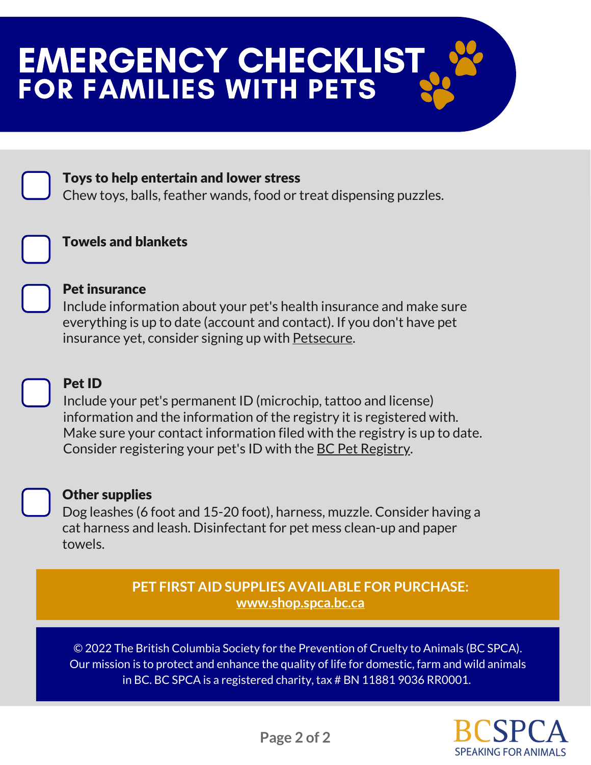# EMERGENCY CHECKLIST FOR FAMILIES WITH PETS

- [ ] **Toys to help entertain and lower stress**
  Chew toys, balls, feather wands, food or treat dispensing puzzles.

- [ ] **Towels and blankets**

- [ ] **Pet insurance**
  Include information about your pet's health insurance and make sure everything is up to date (account and contact). If you don't have pet insurance yet, consider signing up with Petsecure.

- [ ] **Pet ID**
  Include your pet's permanent ID (microchip, tattoo and license) information and the information of the registry it is registered with. Make sure your contact information filed with the registry is up to date. Consider registering your pet's ID with the BC Pet Registry.

- [ ] **Other supplies**
  Dog leashes (6 foot and 15-20 foot), harness, muzzle. Consider having a cat harness and leash. Disinfectant for pet mess clean-up and paper towels.

**PET FIRST AID SUPPLIES AVAILABLE FOR PURCHASE:**
**www.shop.spca.bc.ca**

© 2022 The British Columbia Society for the Prevention of Cruelty to Animals (BC SPCA). Our mission is to protect and enhance the quality of life for domestic, farm and wild animals in BC. BC SPCA is a registered charity, tax # BN 11881 9036 RR0001.

BCSPCA
SPEAKING FOR ANIMALS